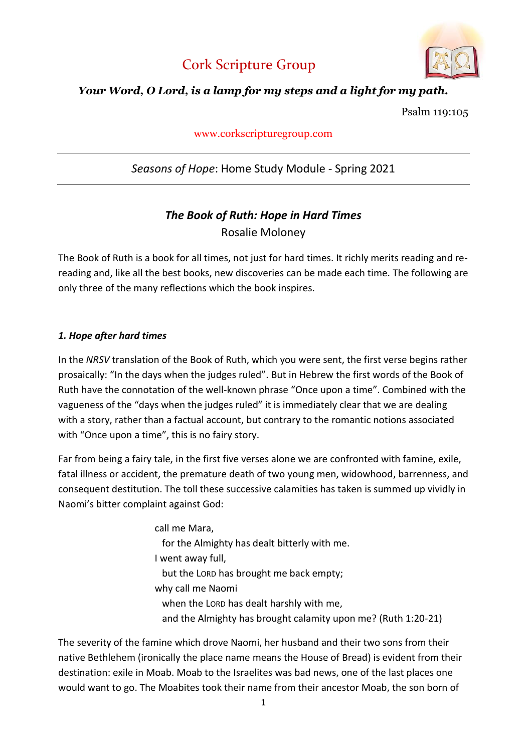# Cork Scripture Group

***Your Word, O Lord, is a lamp for my steps and a light for my path.***

Psalm 119:105

www.corkscripturegroup.com

---

*Seasons of Hope*: Home Study Module - Spring 2021

---

## *The Book of Ruth: Hope in Hard Times*

Rosalie Moloney

The Book of Ruth is a book for all times, not just for hard times. It richly merits reading and re-reading and, like all the best books, new discoveries can be made each time. The following are only three of the many reflections which the book inspires.

### *1. Hope after hard times*

In the *NRSV* translation of the Book of Ruth, which you were sent, the first verse begins rather prosaically: "In the days when the judges ruled". But in Hebrew the first words of the Book of Ruth have the connotation of the well-known phrase "Once upon a time". Combined with the vagueness of the "days when the judges ruled" it is immediately clear that we are dealing with a story, rather than a factual account, but contrary to the romantic notions associated with "Once upon a time", this is no fairy story.

Far from being a fairy tale, in the first five verses alone we are confronted with famine, exile, fatal illness or accident, the premature death of two young men, widowhood, barrenness, and consequent destitution. The toll these successive calamities has taken is summed up vividly in Naomi's bitter complaint against God:

> call me Mara,
> for the Almighty has dealt bitterly with me.
> I went away full,
> but the LORD has brought me back empty;
> why call me Naomi
> when the LORD has dealt harshly with me,
> and the Almighty has brought calamity upon me? (Ruth 1:20-21)

The severity of the famine which drove Naomi, her husband and their two sons from their native Bethlehem (ironically the place name means the House of Bread) is evident from their destination: exile in Moab. Moab to the Israelites was bad news, one of the last places one would want to go. The Moabites took their name from their ancestor Moab, the son born of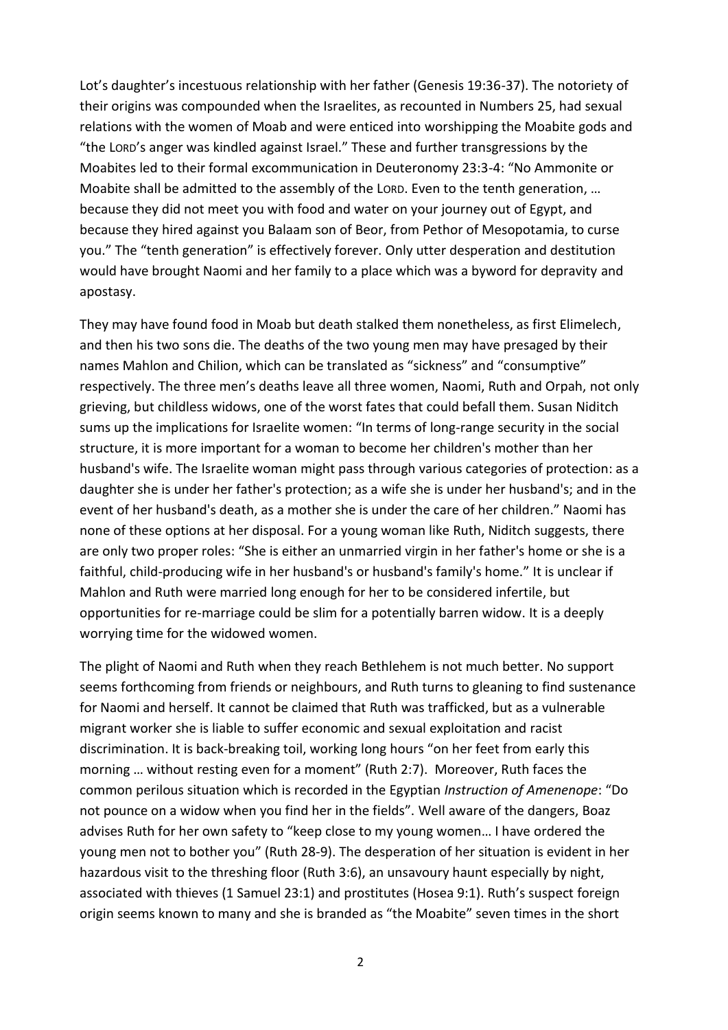Lot's daughter's incestuous relationship with her father (Genesis 19:36-37). The notoriety of their origins was compounded when the Israelites, as recounted in Numbers 25, had sexual relations with the women of Moab and were enticed into worshipping the Moabite gods and "the LORD's anger was kindled against Israel." These and further transgressions by the Moabites led to their formal excommunication in Deuteronomy 23:3-4: "No Ammonite or Moabite shall be admitted to the assembly of the LORD. Even to the tenth generation, … because they did not meet you with food and water on your journey out of Egypt, and because they hired against you Balaam son of Beor, from Pethor of Mesopotamia, to curse you." The "tenth generation" is effectively forever. Only utter desperation and destitution would have brought Naomi and her family to a place which was a byword for depravity and apostasy.

They may have found food in Moab but death stalked them nonetheless, as first Elimelech, and then his two sons die. The deaths of the two young men may have presaged by their names Mahlon and Chilion, which can be translated as "sickness" and "consumptive" respectively. The three men's deaths leave all three women, Naomi, Ruth and Orpah, not only grieving, but childless widows, one of the worst fates that could befall them. Susan Niditch sums up the implications for Israelite women: "In terms of long-range security in the social structure, it is more important for a woman to become her children's mother than her husband's wife. The Israelite woman might pass through various categories of protection: as a daughter she is under her father's protection; as a wife she is under her husband's; and in the event of her husband's death, as a mother she is under the care of her children." Naomi has none of these options at her disposal. For a young woman like Ruth, Niditch suggests, there are only two proper roles: "She is either an unmarried virgin in her father's home or she is a faithful, child-producing wife in her husband's or husband's family's home." It is unclear if Mahlon and Ruth were married long enough for her to be considered infertile, but opportunities for re-marriage could be slim for a potentially barren widow. It is a deeply worrying time for the widowed women.

The plight of Naomi and Ruth when they reach Bethlehem is not much better. No support seems forthcoming from friends or neighbours, and Ruth turns to gleaning to find sustenance for Naomi and herself. It cannot be claimed that Ruth was trafficked, but as a vulnerable migrant worker she is liable to suffer economic and sexual exploitation and racist discrimination. It is back-breaking toil, working long hours "on her feet from early this morning … without resting even for a moment" (Ruth 2:7). Moreover, Ruth faces the common perilous situation which is recorded in the Egyptian *Instruction of Amenenope*: "Do not pounce on a widow when you find her in the fields". Well aware of the dangers, Boaz advises Ruth for her own safety to "keep close to my young women… I have ordered the young men not to bother you" (Ruth 28-9). The desperation of her situation is evident in her hazardous visit to the threshing floor (Ruth 3:6), an unsavoury haunt especially by night, associated with thieves (1 Samuel 23:1) and prostitutes (Hosea 9:1). Ruth's suspect foreign origin seems known to many and she is branded as "the Moabite" seven times in the short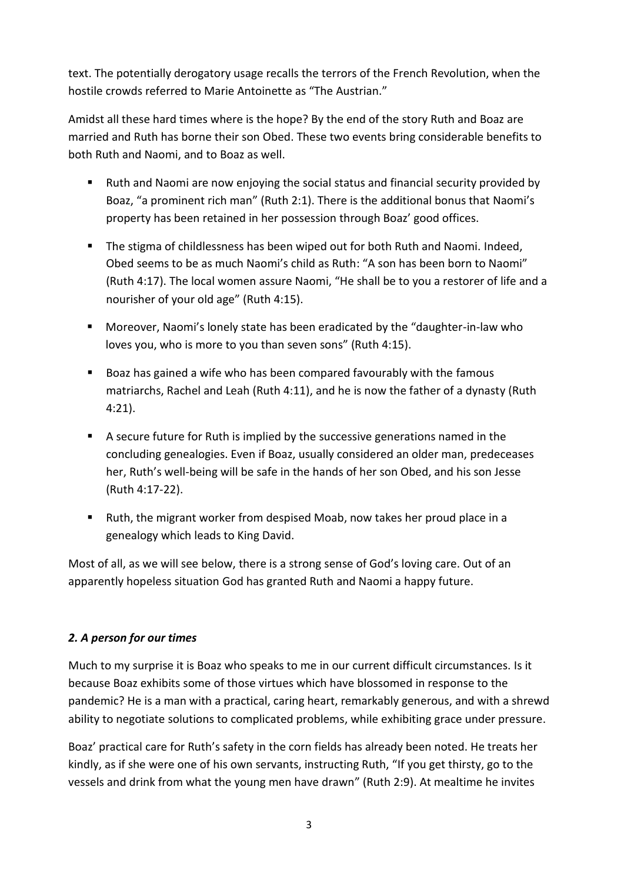text. The potentially derogatory usage recalls the terrors of the French Revolution, when the hostile crowds referred to Marie Antoinette as "The Austrian."

Amidst all these hard times where is the hope? By the end of the story Ruth and Boaz are married and Ruth has borne their son Obed. These two events bring considerable benefits to both Ruth and Naomi, and to Boaz as well.

- Ruth and Naomi are now enjoying the social status and financial security provided by Boaz, "a prominent rich man" (Ruth 2:1). There is the additional bonus that Naomi's property has been retained in her possession through Boaz' good offices.
- The stigma of childlessness has been wiped out for both Ruth and Naomi. Indeed, Obed seems to be as much Naomi's child as Ruth: "A son has been born to Naomi" (Ruth 4:17). The local women assure Naomi, "He shall be to you a restorer of life and a nourisher of your old age" (Ruth 4:15).
- Moreover, Naomi's lonely state has been eradicated by the "daughter-in-law who loves you, who is more to you than seven sons" (Ruth 4:15).
- Boaz has gained a wife who has been compared favourably with the famous matriarchs, Rachel and Leah (Ruth 4:11), and he is now the father of a dynasty (Ruth 4:21).
- A secure future for Ruth is implied by the successive generations named in the concluding genealogies. Even if Boaz, usually considered an older man, predeceases her, Ruth's well-being will be safe in the hands of her son Obed, and his son Jesse (Ruth 4:17-22).
- Ruth, the migrant worker from despised Moab, now takes her proud place in a genealogy which leads to King David.

Most of all, as we will see below, there is a strong sense of God's loving care. Out of an apparently hopeless situation God has granted Ruth and Naomi a happy future.

## *2. A person for our times*

Much to my surprise it is Boaz who speaks to me in our current difficult circumstances. Is it because Boaz exhibits some of those virtues which have blossomed in response to the pandemic? He is a man with a practical, caring heart, remarkably generous, and with a shrewd ability to negotiate solutions to complicated problems, while exhibiting grace under pressure.

Boaz' practical care for Ruth's safety in the corn fields has already been noted. He treats her kindly, as if she were one of his own servants, instructing Ruth, "If you get thirsty, go to the vessels and drink from what the young men have drawn" (Ruth 2:9). At mealtime he invites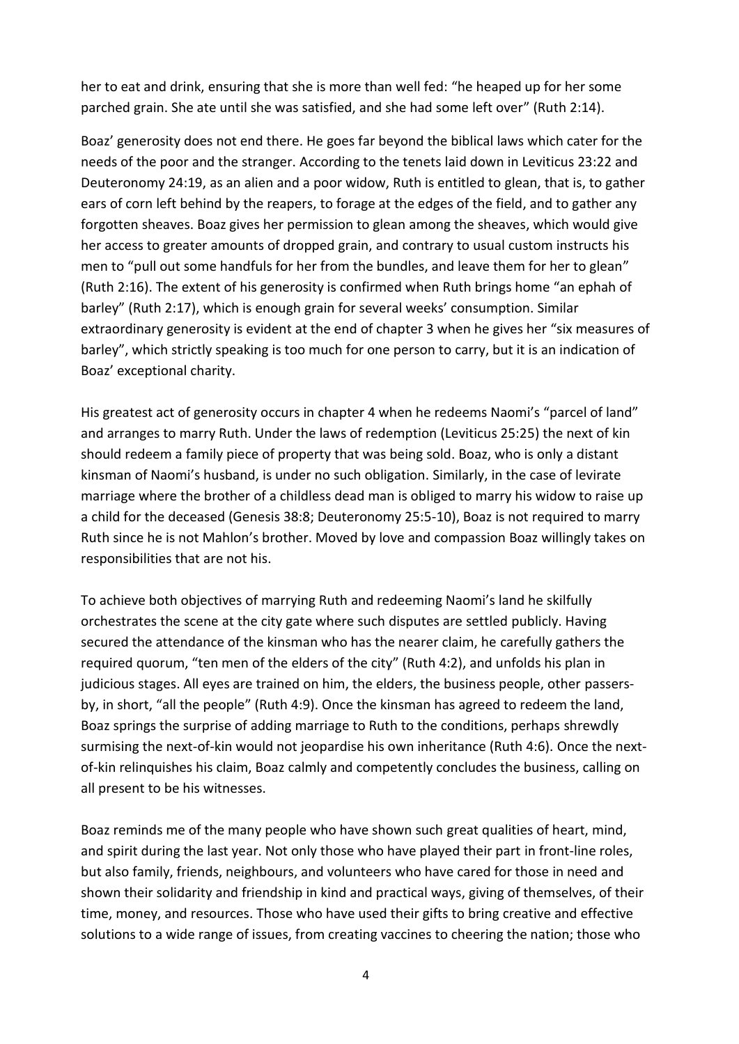her to eat and drink, ensuring that she is more than well fed: "he heaped up for her some parched grain. She ate until she was satisfied, and she had some left over" (Ruth 2:14).

Boaz' generosity does not end there. He goes far beyond the biblical laws which cater for the needs of the poor and the stranger. According to the tenets laid down in Leviticus 23:22 and Deuteronomy 24:19, as an alien and a poor widow, Ruth is entitled to glean, that is, to gather ears of corn left behind by the reapers, to forage at the edges of the field, and to gather any forgotten sheaves. Boaz gives her permission to glean among the sheaves, which would give her access to greater amounts of dropped grain, and contrary to usual custom instructs his men to "pull out some handfuls for her from the bundles, and leave them for her to glean" (Ruth 2:16). The extent of his generosity is confirmed when Ruth brings home "an ephah of barley" (Ruth 2:17), which is enough grain for several weeks' consumption. Similar extraordinary generosity is evident at the end of chapter 3 when he gives her "six measures of barley", which strictly speaking is too much for one person to carry, but it is an indication of Boaz' exceptional charity.

His greatest act of generosity occurs in chapter 4 when he redeems Naomi's "parcel of land" and arranges to marry Ruth. Under the laws of redemption (Leviticus 25:25) the next of kin should redeem a family piece of property that was being sold. Boaz, who is only a distant kinsman of Naomi's husband, is under no such obligation. Similarly, in the case of levirate marriage where the brother of a childless dead man is obliged to marry his widow to raise up a child for the deceased (Genesis 38:8; Deuteronomy 25:5-10), Boaz is not required to marry Ruth since he is not Mahlon's brother. Moved by love and compassion Boaz willingly takes on responsibilities that are not his.

To achieve both objectives of marrying Ruth and redeeming Naomi's land he skilfully orchestrates the scene at the city gate where such disputes are settled publicly. Having secured the attendance of the kinsman who has the nearer claim, he carefully gathers the required quorum, "ten men of the elders of the city" (Ruth 4:2), and unfolds his plan in judicious stages. All eyes are trained on him, the elders, the business people, other passers-by, in short, "all the people" (Ruth 4:9). Once the kinsman has agreed to redeem the land, Boaz springs the surprise of adding marriage to Ruth to the conditions, perhaps shrewdly surmising the next-of-kin would not jeopardise his own inheritance (Ruth 4:6). Once the next-of-kin relinquishes his claim, Boaz calmly and competently concludes the business, calling on all present to be his witnesses.

Boaz reminds me of the many people who have shown such great qualities of heart, mind, and spirit during the last year. Not only those who have played their part in front-line roles, but also family, friends, neighbours, and volunteers who have cared for those in need and shown their solidarity and friendship in kind and practical ways, giving of themselves, of their time, money, and resources. Those who have used their gifts to bring creative and effective solutions to a wide range of issues, from creating vaccines to cheering the nation; those who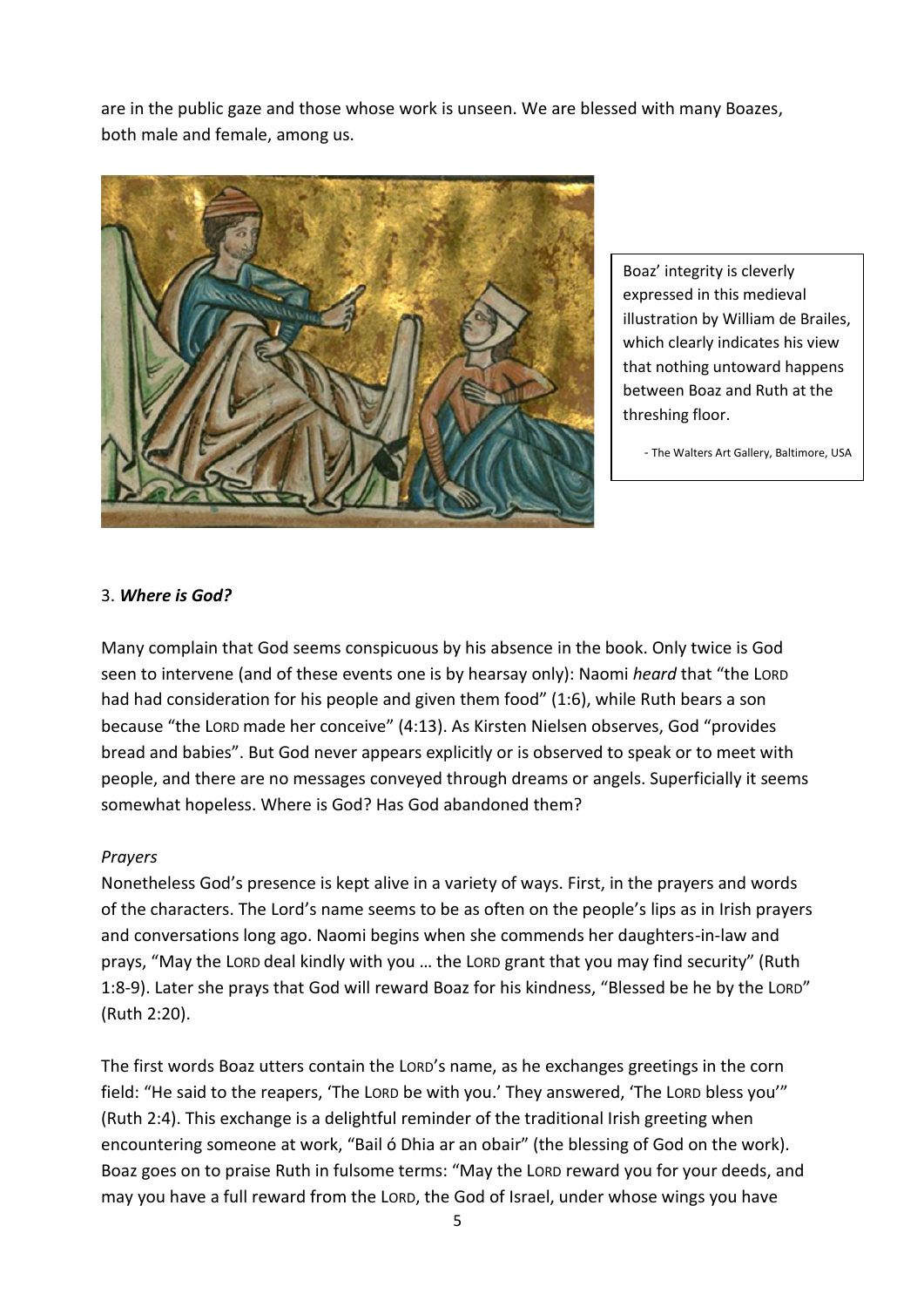are in the public gaze and those whose work is unseen. We are blessed with many Boazes, both male and female, among us.

Boaz' integrity is cleverly expressed in this medieval illustration by William de Brailes, which clearly indicates his view that nothing untoward happens between Boaz and Ruth at the threshing floor.

- The Walters Art Gallery, Baltimore, USA

### 3. *Where is God?*

Many complain that God seems conspicuous by his absence in the book. Only twice is God seen to intervene (and of these events one is by hearsay only): Naomi *heard* that "the LORD had had consideration for his people and given them food" (1:6), while Ruth bears a son because "the LORD made her conceive" (4:13). As Kirsten Nielsen observes, God "provides bread and babies". But God never appears explicitly or is observed to speak or to meet with people, and there are no messages conveyed through dreams or angels. Superficially it seems somewhat hopeless. Where is God? Has God abandoned them?

*Prayers*

Nonetheless God's presence is kept alive in a variety of ways. First, in the prayers and words of the characters. The Lord's name seems to be as often on the people's lips as in Irish prayers and conversations long ago. Naomi begins when she commends her daughters-in-law and prays, "May the LORD deal kindly with you … the LORD grant that you may find security" (Ruth 1:8-9). Later she prays that God will reward Boaz for his kindness, "Blessed be he by the LORD" (Ruth 2:20).

The first words Boaz utters contain the LORD's name, as he exchanges greetings in the corn field: "He said to the reapers, 'The LORD be with you.' They answered, 'The LORD bless you'" (Ruth 2:4). This exchange is a delightful reminder of the traditional Irish greeting when encountering someone at work, "Bail ó Dhia ar an obair" (the blessing of God on the work). Boaz goes on to praise Ruth in fulsome terms: "May the LORD reward you for your deeds, and may you have a full reward from the LORD, the God of Israel, under whose wings you have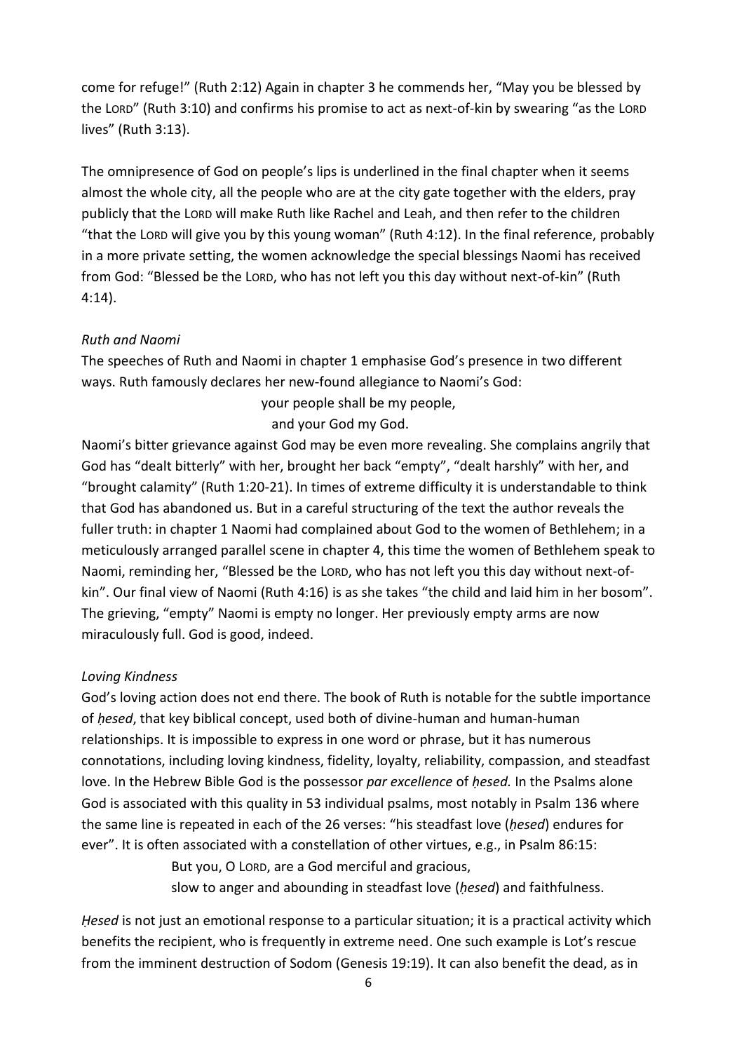come for refuge!" (Ruth 2:12) Again in chapter 3 he commends her, "May you be blessed by the LORD" (Ruth 3:10) and confirms his promise to act as next-of-kin by swearing "as the LORD lives" (Ruth 3:13).

The omnipresence of God on people's lips is underlined in the final chapter when it seems almost the whole city, all the people who are at the city gate together with the elders, pray publicly that the LORD will make Ruth like Rachel and Leah, and then refer to the children "that the LORD will give you by this young woman" (Ruth 4:12). In the final reference, probably in a more private setting, the women acknowledge the special blessings Naomi has received from God: "Blessed be the LORD, who has not left you this day without next-of-kin" (Ruth 4:14).

*Ruth and Naomi*

The speeches of Ruth and Naomi in chapter 1 emphasise God's presence in two different ways. Ruth famously declares her new-found allegiance to Naomi's God:

> your people shall be my people,
> and your God my God.

Naomi's bitter grievance against God may be even more revealing. She complains angrily that God has "dealt bitterly" with her, brought her back "empty", "dealt harshly" with her, and "brought calamity" (Ruth 1:20-21). In times of extreme difficulty it is understandable to think that God has abandoned us. But in a careful structuring of the text the author reveals the fuller truth: in chapter 1 Naomi had complained about God to the women of Bethlehem; in a meticulously arranged parallel scene in chapter 4, this time the women of Bethlehem speak to Naomi, reminding her, "Blessed be the LORD, who has not left you this day without next-of-kin". Our final view of Naomi (Ruth 4:16) is as she takes "the child and laid him in her bosom". The grieving, "empty" Naomi is empty no longer. Her previously empty arms are now miraculously full. God is good, indeed.

*Loving Kindness*

God's loving action does not end there. The book of Ruth is notable for the subtle importance of *ḥesed*, that key biblical concept, used both of divine-human and human-human relationships. It is impossible to express in one word or phrase, but it has numerous connotations, including loving kindness, fidelity, loyalty, reliability, compassion, and steadfast love. In the Hebrew Bible God is the possessor *par excellence* of *ḥesed.* In the Psalms alone God is associated with this quality in 53 individual psalms, most notably in Psalm 136 where the same line is repeated in each of the 26 verses: "his steadfast love (*ḥesed*) endures for ever". It is often associated with a constellation of other virtues, e.g., in Psalm 86:15:

> But you, O LORD, are a God merciful and gracious,
> slow to anger and abounding in steadfast love (*ḥesed*) and faithfulness.

*Ḥesed* is not just an emotional response to a particular situation; it is a practical activity which benefits the recipient, who is frequently in extreme need. One such example is Lot's rescue from the imminent destruction of Sodom (Genesis 19:19). It can also benefit the dead, as in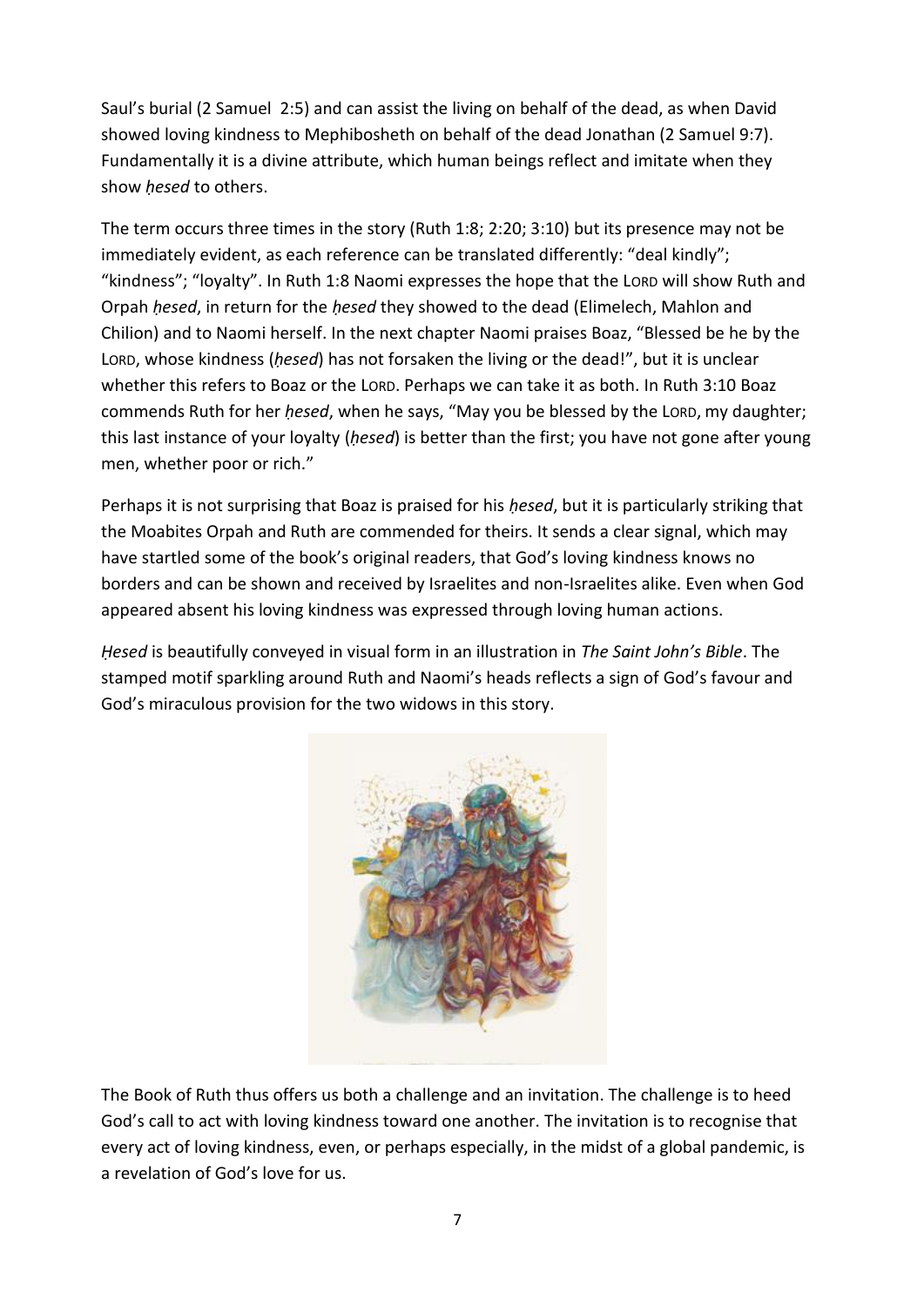Saul's burial (2 Samuel 2:5) and can assist the living on behalf of the dead, as when David showed loving kindness to Mephibosheth on behalf of the dead Jonathan (2 Samuel 9:7). Fundamentally it is a divine attribute, which human beings reflect and imitate when they show *ḥesed* to others.

The term occurs three times in the story (Ruth 1:8; 2:20; 3:10) but its presence may not be immediately evident, as each reference can be translated differently: "deal kindly"; "kindness"; "loyalty". In Ruth 1:8 Naomi expresses the hope that the LORD will show Ruth and Orpah *ḥesed*, in return for the *ḥesed* they showed to the dead (Elimelech, Mahlon and Chilion) and to Naomi herself. In the next chapter Naomi praises Boaz, "Blessed be he by the LORD, whose kindness (*ḥesed*) has not forsaken the living or the dead!", but it is unclear whether this refers to Boaz or the LORD. Perhaps we can take it as both. In Ruth 3:10 Boaz commends Ruth for her *ḥesed*, when he says, "May you be blessed by the LORD, my daughter; this last instance of your loyalty (*ḥesed*) is better than the first; you have not gone after young men, whether poor or rich."

Perhaps it is not surprising that Boaz is praised for his *ḥesed*, but it is particularly striking that the Moabites Orpah and Ruth are commended for theirs. It sends a clear signal, which may have startled some of the book's original readers, that God's loving kindness knows no borders and can be shown and received by Israelites and non-Israelites alike. Even when God appeared absent his loving kindness was expressed through loving human actions.

*Ḥesed* is beautifully conveyed in visual form in an illustration in *The Saint John's Bible*. The stamped motif sparkling around Ruth and Naomi's heads reflects a sign of God's favour and God's miraculous provision for the two widows in this story.

The Book of Ruth thus offers us both a challenge and an invitation. The challenge is to heed God's call to act with loving kindness toward one another. The invitation is to recognise that every act of loving kindness, even, or perhaps especially, in the midst of a global pandemic, is a revelation of God's love for us.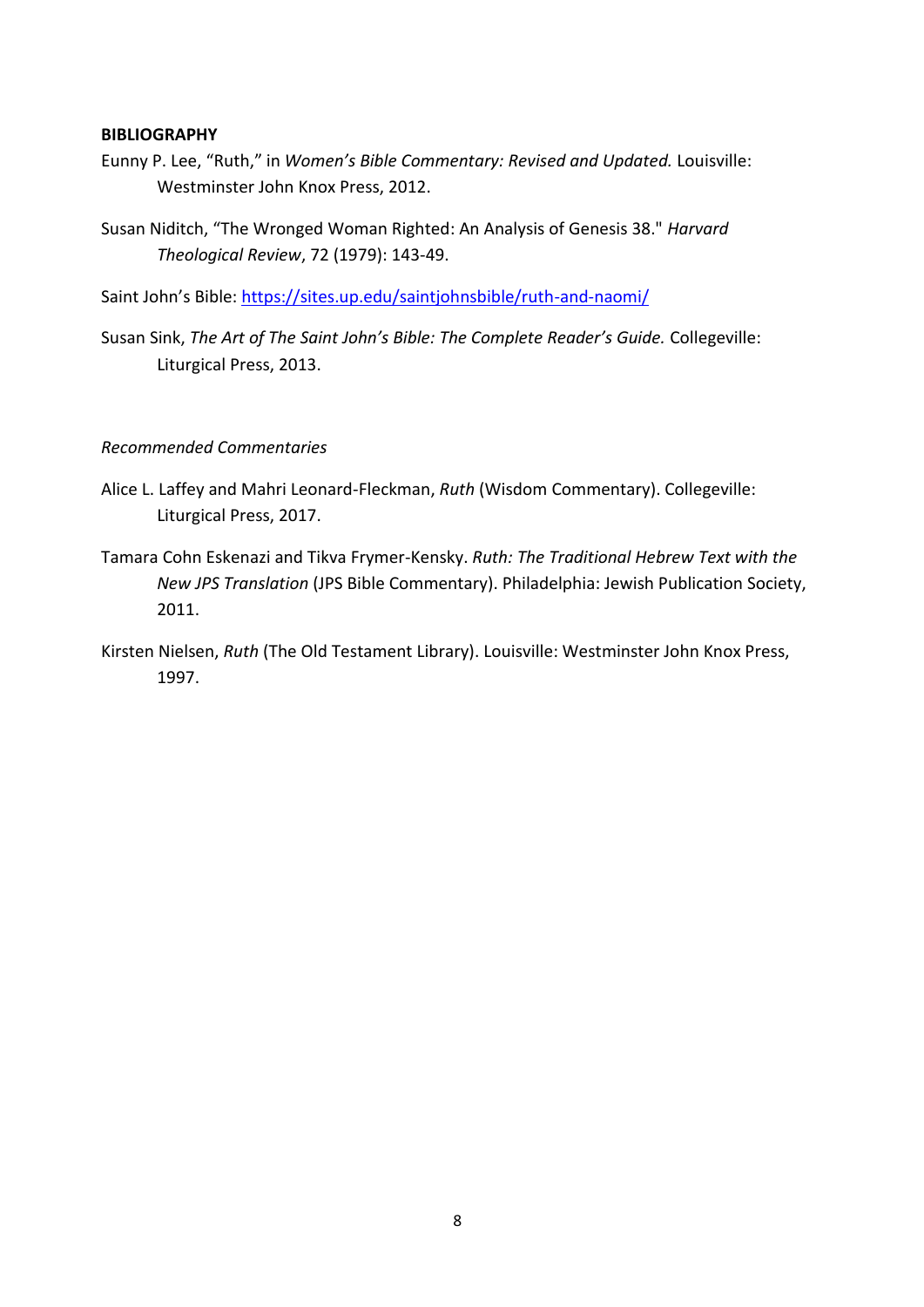**BIBLIOGRAPHY**

Eunny P. Lee, "Ruth," in *Women's Bible Commentary: Revised and Updated.* Louisville: Westminster John Knox Press, 2012.

Susan Niditch, "The Wronged Woman Righted: An Analysis of Genesis 38." *Harvard Theological Review*, 72 (1979): 143-49.

Saint John's Bible: https://sites.up.edu/saintjohnsbible/ruth-and-naomi/

Susan Sink, *The Art of The Saint John's Bible: The Complete Reader's Guide.* Collegeville: Liturgical Press, 2013.

*Recommended Commentaries*

Alice L. Laffey and Mahri Leonard-Fleckman, *Ruth* (Wisdom Commentary). Collegeville: Liturgical Press, 2017.

Tamara Cohn Eskenazi and Tikva Frymer-Kensky. *Ruth: The Traditional Hebrew Text with the New JPS Translation* (JPS Bible Commentary). Philadelphia: Jewish Publication Society, 2011.

Kirsten Nielsen, *Ruth* (The Old Testament Library). Louisville: Westminster John Knox Press, 1997.